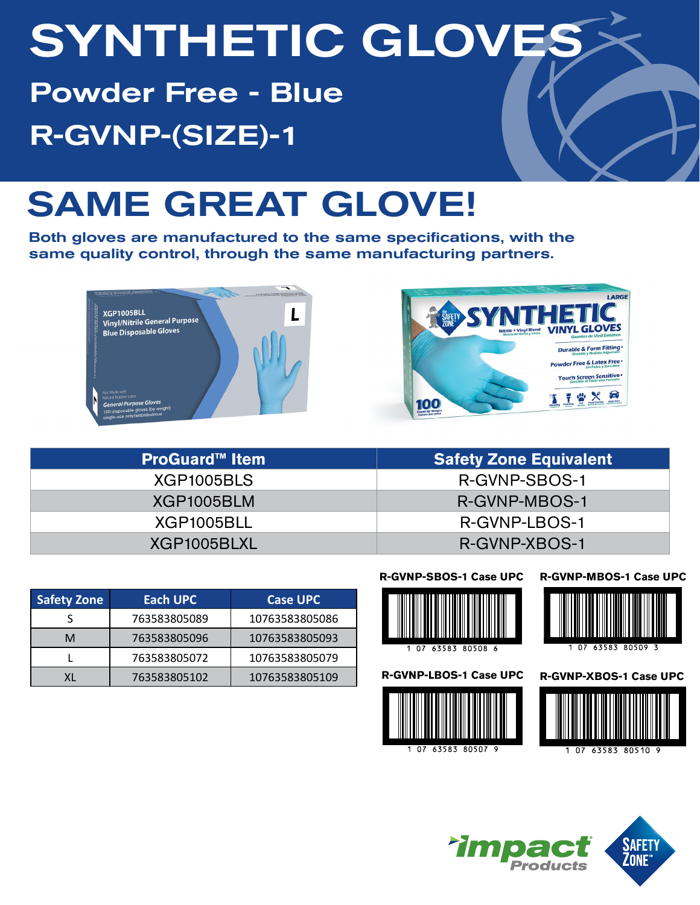# SYNTHETIC GLOVES

## Powder Free - Blue

## R-GVNP-(SIZE)-1

# SAME GREAT GLOVE!

**Both gloves are manufactured to the same specifications, with the same quality control, through the same manufacturing partners.**

| ProGuard™ Item | Safety Zone Equivalent |
|---|---|
| XGP1005BLS | R-GVNP-SBOS-1 |
| XGP1005BLM | R-GVNP-MBOS-1 |
| XGP1005BLL | R-GVNP-LBOS-1 |
| XGP1005BLXL | R-GVNP-XBOS-1 |

| Safety Zone | Each UPC | Case UPC |
|---|---|---|
| S | 763583805089 | 10763583805086 |
| M | 763583805096 | 10763583805093 |
| L | 763583805072 | 10763583805079 |
| XL | 763583805102 | 10763583805109 |

**R-GVNP-SBOS-1 Case UPC**

1 07 63583 80508 6

**R-GVNP-MBOS-1 Case UPC**

1 07 63583 80509 3

**R-GVNP-LBOS-1 Case UPC**

1 07 63583 80507 9

**R-GVNP-XBOS-1 Case UPC**

1 07 63583 80510 9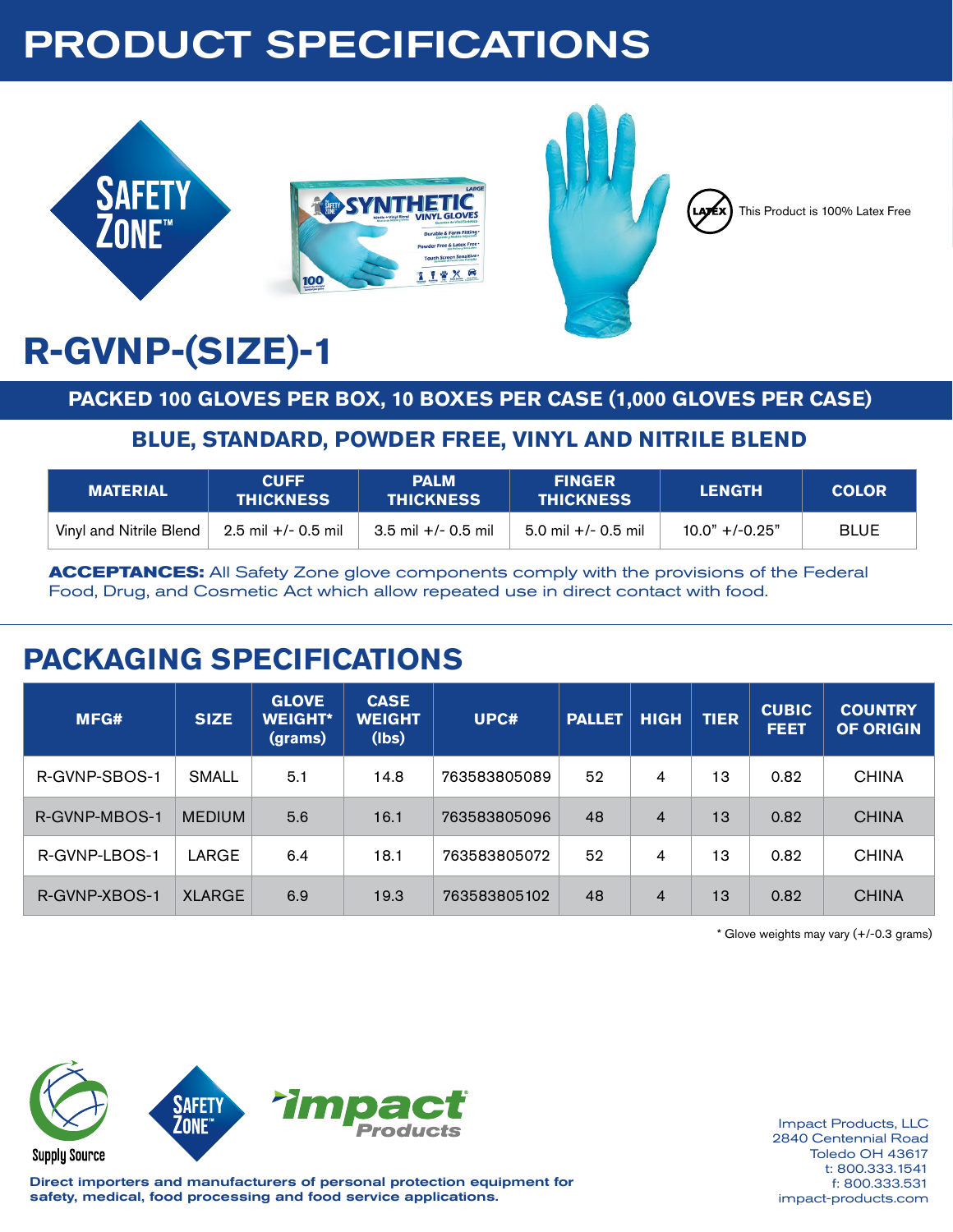# PRODUCT SPECIFICATIONS

This Product is 100% Latex Free

## R-GVNP-(SIZE)-1

**PACKED 100 GLOVES PER BOX, 10 BOXES PER CASE (1,000 GLOVES PER CASE)**

**BLUE, STANDARD, POWDER FREE, VINYL AND NITRILE BLEND**

| MATERIAL | CUFF THICKNESS | PALM THICKNESS | FINGER THICKNESS | LENGTH | COLOR |
|---|---|---|---|---|---|
| Vinyl and Nitrile Blend | 2.5 mil +/- 0.5 mil | 3.5 mil +/- 0.5 mil | 5.0 mil +/- 0.5 mil | 10.0" +/-0.25" | BLUE |

**ACCEPTANCES:** All Safety Zone glove components comply with the provisions of the Federal Food, Drug, and Cosmetic Act which allow repeated use in direct contact with food.

## PACKAGING SPECIFICATIONS

| MFG# | SIZE | GLOVE WEIGHT* (grams) | CASE WEIGHT (lbs) | UPC# | PALLET | HIGH | TIER | CUBIC FEET | COUNTRY OF ORIGIN |
|---|---|---|---|---|---|---|---|---|---|
| R-GVNP-SBOS-1 | SMALL | 5.1 | 14.8 | 763583805089 | 52 | 4 | 13 | 0.82 | CHINA |
| R-GVNP-MBOS-1 | MEDIUM | 5.6 | 16.1 | 763583805096 | 48 | 4 | 13 | 0.82 | CHINA |
| R-GVNP-LBOS-1 | LARGE | 6.4 | 18.1 | 763583805072 | 52 | 4 | 13 | 0.82 | CHINA |
| R-GVNP-XBOS-1 | XLARGE | 6.9 | 19.3 | 763583805102 | 48 | 4 | 13 | 0.82 | CHINA |

* Glove weights may vary (+/-0.3 grams)

**Direct importers and manufacturers of personal protection equipment for safety, medical, food processing and food service applications.**

Impact Products, LLC
2840 Centennial Road
Toledo OH 43617
t: 800.333.1541
f: 800.333.531
impact-products.com